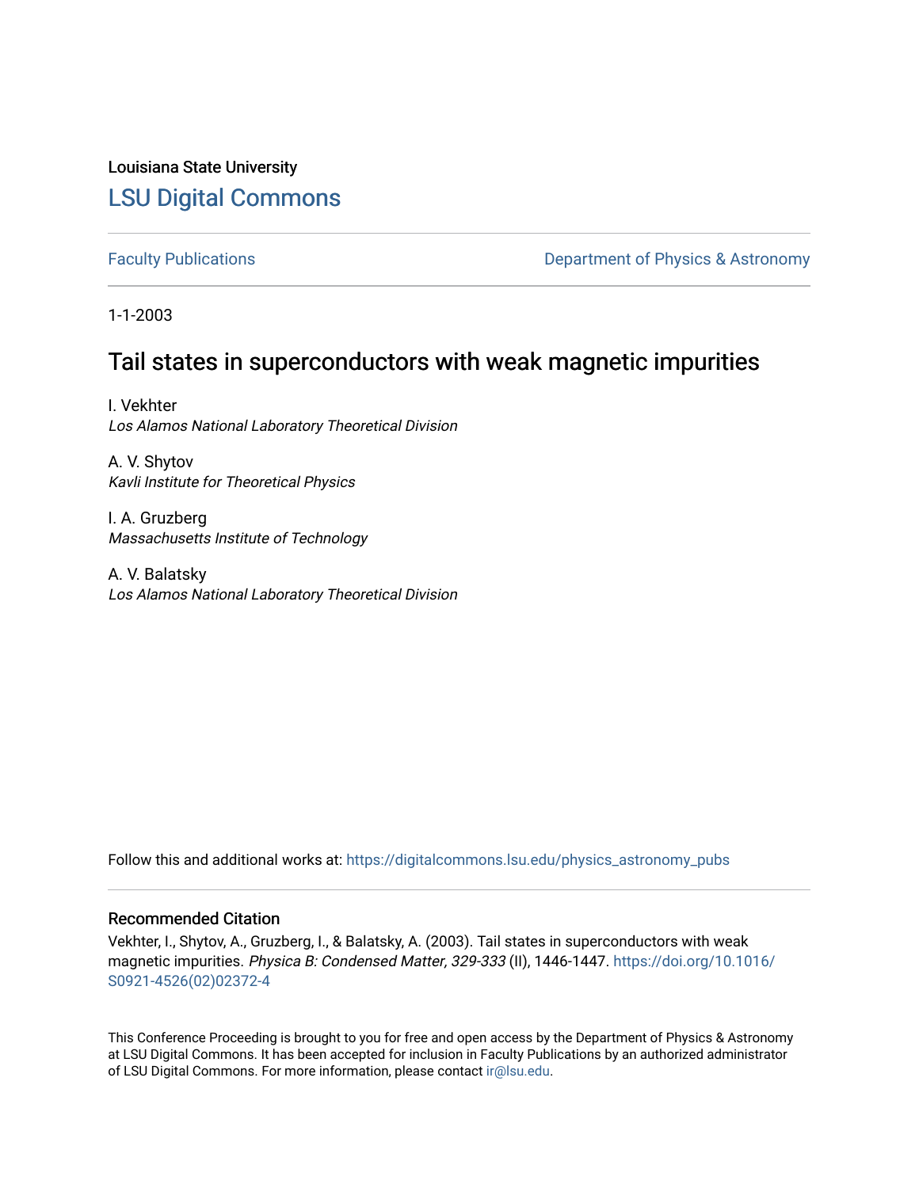Louisiana State University

# LSU Digital Commons

Faculty Publications

Department of Physics & Astronomy

1-1-2003

## Tail states in superconductors with weak magnetic impurities

I. Vekhter
*Los Alamos National Laboratory Theoretical Division*

A. V. Shytov
*Kavli Institute for Theoretical Physics*

I. A. Gruzberg
*Massachusetts Institute of Technology*

A. V. Balatsky
*Los Alamos National Laboratory Theoretical Division*

Follow this and additional works at: https://digitalcommons.lsu.edu/physics_astronomy_pubs

### Recommended Citation

Vekhter, I., Shytov, A., Gruzberg, I., & Balatsky, A. (2003). Tail states in superconductors with weak magnetic impurities. *Physica B: Condensed Matter, 329-333* (II), 1446-1447. https://doi.org/10.1016/S0921-4526(02)02372-4

This Conference Proceeding is brought to you for free and open access by the Department of Physics & Astronomy at LSU Digital Commons. It has been accepted for inclusion in Faculty Publications by an authorized administrator of LSU Digital Commons. For more information, please contact ir@lsu.edu.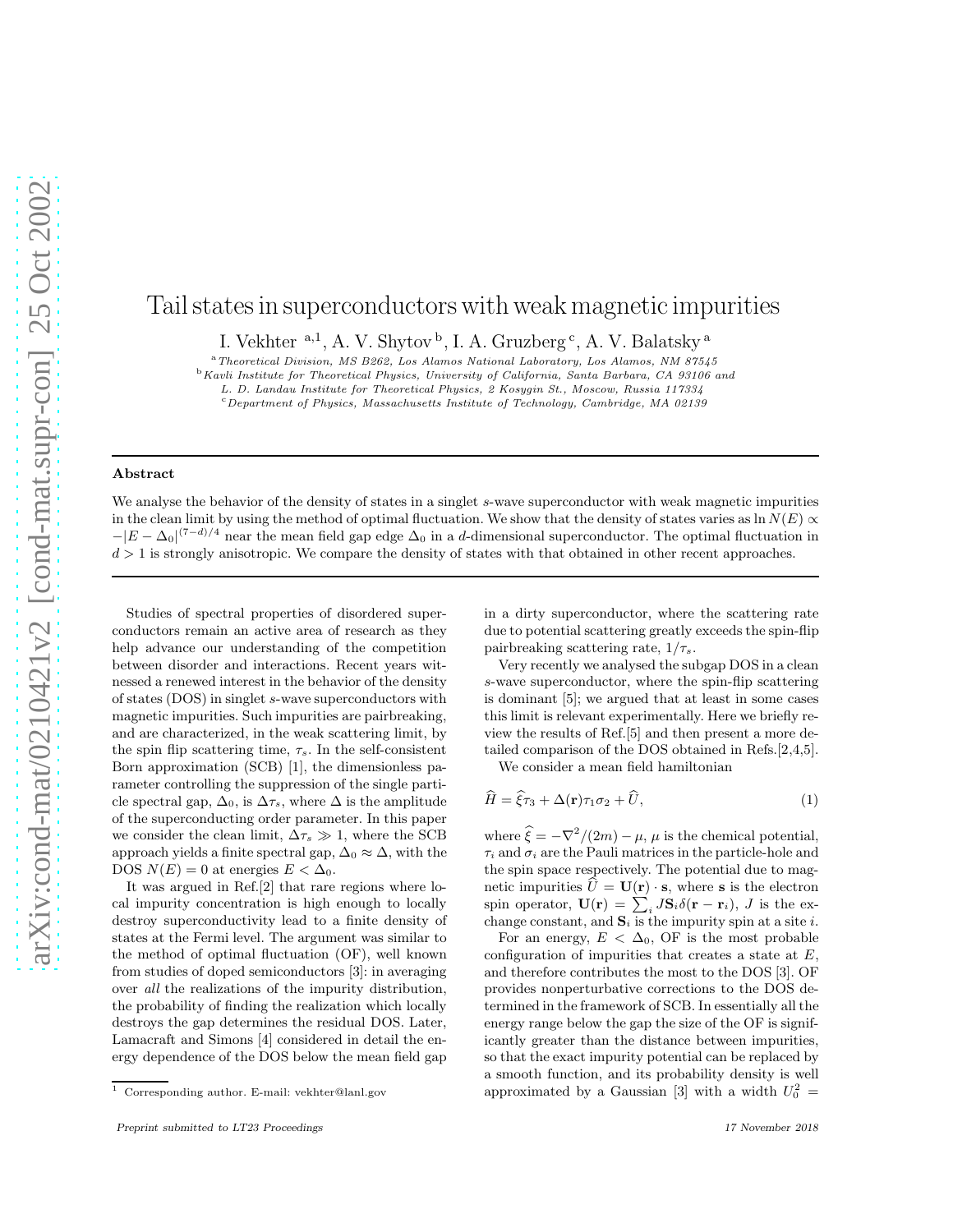# Tail states in superconductors with weak magnetic impurities

I. Vekhter [a,1], A. V. Shytov [b], I. A. Gruzberg [c], A. V. Balatsky [a]

[a] *Theoretical Division, MS B262, Los Alamos National Laboratory, Los Alamos, NM 87545*

[b] *Kavli Institute for Theoretical Physics, University of California, Santa Barbara, CA 93106 and L. D. Landau Institute for Theoretical Physics, 2 Kosygin St., Moscow, Russia 117334*

[c] *Department of Physics, Massachusetts Institute of Technology, Cambridge, MA 02139*

## Abstract

We analyse the behavior of the density of states in a singlet $s$-wave superconductor with weak magnetic impurities in the clean limit by using the method of optimal fluctuation. We show that the density of states varies as $\ln N(E) \propto -|E - \Delta_0|^{(7-d)/4}$ near the mean field gap edge $\Delta_0$ in a $d$-dimensional superconductor. The optimal fluctuation in $d > 1$ is strongly anisotropic. We compare the density of states with that obtained in other recent approaches.

Studies of spectral properties of disordered superconductors remain an active area of research as they help advance our understanding of the competition between disorder and interactions. Recent years witnessed a renewed interest in the behavior of the density of states (DOS) in singlet $s$-wave superconductors with magnetic impurities. Such impurities are pairbreaking, and are characterized, in the weak scattering limit, by the spin flip scattering time, $\tau_s$. In the self-consistent Born approximation (SCB) [1], the dimensionless parameter controlling the suppression of the single particle spectral gap, $\Delta_0$, is $\Delta\tau_s$, where $\Delta$ is the amplitude of the superconducting order parameter. In this paper we consider the clean limit, $\Delta\tau_s \gg 1$, where the SCB approach yields a finite spectral gap, $\Delta_0 \approx \Delta$, with the DOS $N(E) = 0$ at energies $E < \Delta_0$.

It was argued in Ref.[2] that rare regions where local impurity concentration is high enough to locally destroy superconductivity lead to a finite density of states at the Fermi level. The argument was similar to the method of optimal fluctuation (OF), well known from studies of doped semiconductors [3]: in averaging over *all* the realizations of the impurity distribution, the probability of finding the realization which locally destroys the gap determines the residual DOS. Later, Lamacraft and Simons [4] considered in detail the energy dependence of the DOS below the mean field gap in a dirty superconductor, where the scattering rate due to potential scattering greatly exceeds the spin-flip pairbreaking scattering rate, $1/\tau_s$.

Very recently we analysed the subgap DOS in a clean $s$-wave superconductor, where the spin-flip scattering is dominant [5]; we argued that at least in some cases this limit is relevant experimentally. Here we briefly review the results of Ref.[5] and then present a more detailed comparison of the DOS obtained in Refs.[2,4,5].

We consider a mean field hamiltonian

$$\widehat{H} = \widehat{\xi}\tau_3 + \Delta(\mathbf{r})\tau_1\sigma_2 + \widehat{U}, \tag{1}$$

where $\widehat{\xi} = -\nabla^2/(2m) - \mu$, $\mu$ is the chemical potential, $\tau_i$ and $\sigma_i$ are the Pauli matrices in the particle-hole and the spin space respectively. The potential due to magnetic impurities $\widehat{U} = \mathbf{U}(\mathbf{r}) \cdot \mathbf{s}$, where $\mathbf{s}$ is the electron spin operator, $\mathbf{U}(\mathbf{r}) = \sum_i J\mathbf{S}_i\delta(\mathbf{r} - \mathbf{r}_i)$, $J$ is the exchange constant, and $\mathbf{S}_i$ is the impurity spin at a site $i$.

For an energy, $E < \Delta_0$, OF is the most probable configuration of impurities that creates a state at $E$, and therefore contributes the most to the DOS [3]. OF provides nonperturbative corrections to the DOS determined in the framework of SCB. In essentially all the energy range below the gap the size of the OF is significantly greater than the distance between impurities, so that the exact impurity potential can be replaced by a smooth function, and its probability density is well approximated by a Gaussian [3] with a width $U_0^2 =$

[1] Corresponding author. E-mail: vekhter@lanl.gov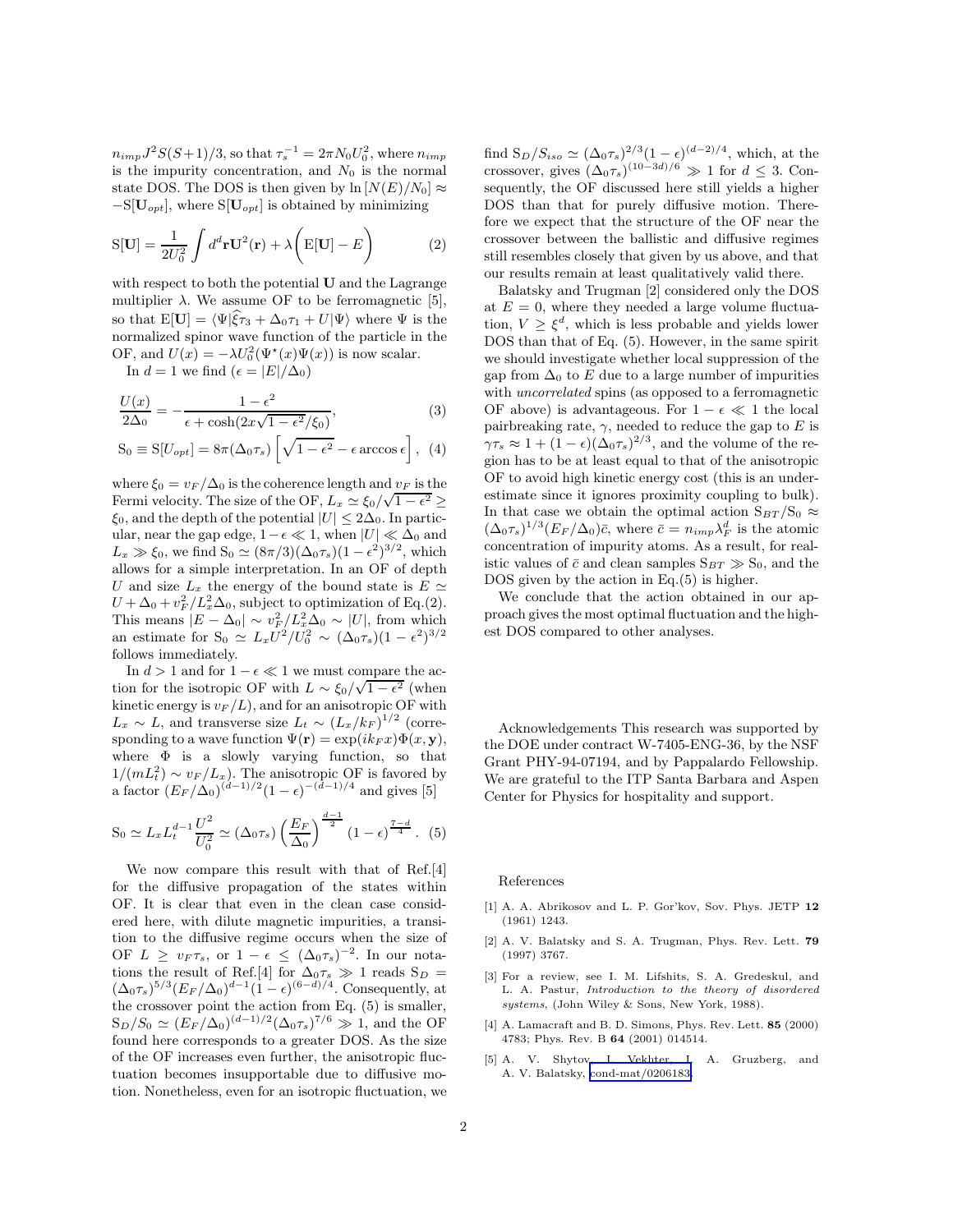$n_{imp}J^2S(S+1)/3$, so that $\tau_s^{-1} = 2\pi N_0 U_0^2$, where $n_{imp}$ is the impurity concentration, and $N_0$ is the normal state DOS. The DOS is then given by $\ln[N(E)/N_0] \approx -\mathrm{S}[\mathbf{U}_{opt}]$, where $\mathrm{S}[\mathbf{U}_{opt}]$ is obtained by minimizing

$$\mathrm{S}[\mathbf{U}] = \frac{1}{2U_0^2}\int d^d\mathbf{r}\,\mathbf{U}^2(\mathbf{r}) + \lambda\bigg(\mathrm{E}[\mathbf{U}] - E\bigg) \tag{2}$$

with respect to both the potential $\mathbf{U}$ and the Lagrange multiplier $\lambda$. We assume OF to be ferromagnetic [5], so that $\mathrm{E}[\mathbf{U}] = \langle\Psi|\hat{\xi}\tau_3 + \Delta_0\tau_1 + U|\Psi\rangle$ where $\Psi$ is the normalized spinor wave function of the particle in the OF, and $U(x) = -\lambda U_0^2(\Psi^\star(x)\Psi(x))$ is now scalar.

In $d = 1$ we find ($\epsilon = |E|/\Delta_0$)

$$\frac{U(x)}{2\Delta_0} = -\frac{1-\epsilon^2}{\epsilon + \cosh(2x\sqrt{1-\epsilon^2}/\xi_0)}, \tag{3}$$

$$\mathrm{S}_0 \equiv \mathrm{S}[U_{opt}] = 8\pi(\Delta_0\tau_s)\left[\sqrt{1-\epsilon^2} - \epsilon\arccos\epsilon\right], \tag{4}$$

where $\xi_0 = v_F/\Delta_0$ is the coherence length and $v_F$ is the Fermi velocity. The size of the OF, $L_x \simeq \xi_0/\sqrt{1-\epsilon^2} \geq \xi_0$, and the depth of the potential $|U| \leq 2\Delta_0$. In particular, near the gap edge, $1-\epsilon \ll 1$, when $|U| \ll \Delta_0$ and $L_x \gg \xi_0$, we find $\mathrm{S}_0 \simeq (8\pi/3)(\Delta_0\tau_s)(1-\epsilon^2)^{3/2}$, which allows for a simple interpretation. In an OF of depth $U$ and size $L_x$ the energy of the bound state is $E \simeq U + \Delta_0 + v_F^2/L_x^2\Delta_0$, subject to optimization of Eq.(2). This means $|E - \Delta_0| \sim v_F^2/L_x^2\Delta_0 \sim |U|$, from which an estimate for $\mathrm{S}_0 \simeq L_x U^2/U_0^2 \sim (\Delta_0\tau_s)(1-\epsilon^2)^{3/2}$ follows immediately.

In $d > 1$ and for $1 - \epsilon \ll 1$ we must compare the action for the isotropic OF with $L \sim \xi_0/\sqrt{1-\epsilon^2}$ (when kinetic energy is $v_F/L$), and for an anisotropic OF with $L_x \sim L$, and transverse size $L_t \sim (L_x/k_F)^{1/2}$ (corresponding to a wave function $\Psi(\mathbf{r}) = \exp(ik_F x)\Phi(x,\mathbf{y})$, where $\Phi$ is a slowly varying function, so that $1/(mL_t^2) \sim v_F/L_x$). The anisotropic OF is favored by a factor $(E_F/\Delta_0)^{(d-1)/2}(1-\epsilon)^{-(d-1)/4}$ and gives [5]

$$\mathrm{S}_0 \simeq L_x L_t^{d-1}\frac{U^2}{U_0^2} \simeq (\Delta_0\tau_s)\left(\frac{E_F}{\Delta_0}\right)^{\frac{d-1}{2}}(1-\epsilon)^{\frac{7-d}{4}}. \tag{5}$$

We now compare this result with that of Ref.[4] for the diffusive propagation of the states within OF. It is clear that even in the clean case considered here, with dilute magnetic impurities, a transition to the diffusive regime occurs when the size of OF $L \geq v_F\tau_s$, or $1 - \epsilon \leq (\Delta_0\tau_s)^{-2}$. In our notations the result of Ref.[4] for $\Delta_0\tau_s \gg 1$ reads $\mathrm{S}_D = (\Delta_0\tau_s)^{5/3}(E_F/\Delta_0)^{d-1}(1-\epsilon)^{(6-d)/4}$. Consequently, at the crossover point the action from Eq. (5) is smaller, $\mathrm{S}_D/\mathrm{S}_0 \simeq (E_F/\Delta_0)^{(d-1)/2}(\Delta_0\tau_s)^{7/6} \gg 1$, and the OF found here corresponds to a greater DOS. As the size of the OF increases even further, the anisotropic fluctuation becomes insupportable due to diffusive motion. Nonetheless, even for an isotropic fluctuation, we find $\mathrm{S}_D/S_{iso} \simeq (\Delta_0\tau_s)^{2/3}(1-\epsilon)^{(d-2)/4}$, which, at the crossover, gives $(\Delta_0\tau_s)^{(10-3d)/6} \gg 1$ for $d \leq 3$. Consequently, the OF discussed here still yields a higher DOS than that for purely diffusive motion. Therefore we expect that the structure of the OF near the crossover between the ballistic and diffusive regimes still resembles closely that given by us above, and that our results remain at least qualitatively valid there.

Balatsky and Trugman [2] considered only the DOS at $E = 0$, where they needed a large volume fluctuation, $V \geq \xi^d$, which is less probable and yields lower DOS than that of Eq. (5). However, in the same spirit we should investigate whether local suppression of the gap from $\Delta_0$ to $E$ due to a large number of impurities with *uncorrelated* spins (as opposed to a ferromagnetic OF above) is advantageous. For $1 - \epsilon \ll 1$ the local pairbreaking rate, $\gamma$, needed to reduce the gap to $E$ is $\gamma\tau_s \approx 1 + (1-\epsilon)(\Delta_0\tau_s)^{2/3}$, and the volume of the region has to be at least equal to that of the anisotropic OF to avoid high kinetic energy cost (this is an underestimate since it ignores proximity coupling to bulk). In that case we obtain the optimal action $\mathrm{S}_{BT}/\mathrm{S}_0 \approx (\Delta_0\tau_s)^{1/3}(E_F/\Delta_0)\bar{c}$, where $\bar{c} = n_{imp}\lambda_F^d$ is the atomic concentration of impurity atoms. As a result, for realistic values of $\bar{c}$ and clean samples $\mathrm{S}_{BT} \gg \mathrm{S}_0$, and the DOS given by the action in Eq.(5) is higher.

We conclude that the action obtained in our approach gives the most optimal fluctuation and the highest DOS compared to other analyses.

Acknowledgements This research was supported by the DOE under contract W-7405-ENG-36, by the NSF Grant PHY-94-07194, and by Pappalardo Fellowship. We are grateful to the ITP Santa Barbara and Aspen Center for Physics for hospitality and support.

## References

[1] A. A. Abrikosov and L. P. Gor'kov, Sov. Phys. JETP **12** (1961) 1243.

[2] A. V. Balatsky and S. A. Trugman, Phys. Rev. Lett. **79** (1997) 3767.

[3] For a review, see I. M. Lifshits, S. A. Gredeskul, and L. A. Pastur, *Introduction to the theory of disordered systems*, (John Wiley & Sons, New York, 1988).

[4] A. Lamacraft and B. D. Simons, Phys. Rev. Lett. **85** (2000) 4783; Phys. Rev. B **64** (2001) 014514.

[5] A. V. Shytov, I. Vekhter, I. A. Gruzberg, and A. V. Balatsky, cond-mat/0206183.